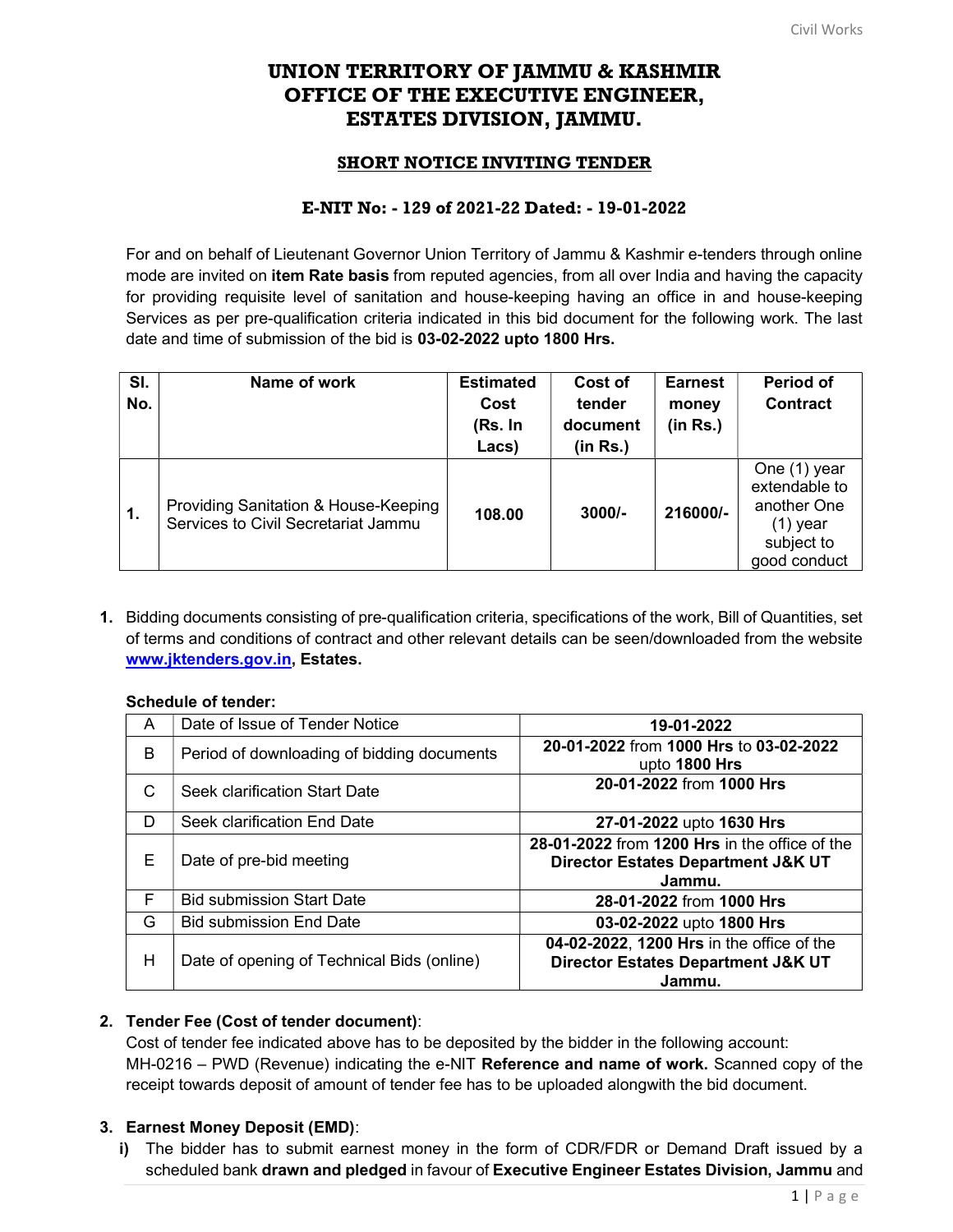# UNION TERRITORY OF JAMMU & KASHMIR
# OFFICE OF THE EXECUTIVE ENGINEER, ESTATES DIVISION, JAMMU.

## SHORT NOTICE INVITING TENDER

### E-NIT No: - 129 of 2021-22 Dated: - 19-01-2022

For and on behalf of Lieutenant Governor Union Territory of Jammu & Kashmir e-tenders through online mode are invited on **item Rate basis** from reputed agencies, from all over India and having the capacity for providing requisite level of sanitation and house-keeping having an office in and house-keeping Services as per pre-qualification criteria indicated in this bid document for the following work. The last date and time of submission of the bid is **03-02-2022 upto 1800 Hrs.**

| Sl. No. | Name of work | Estimated Cost (Rs. In Lacs) | Cost of tender document (in Rs.) | Earnest money (in Rs.) | Period of Contract |
|---|---|---|---|---|---|
| **1.** | Providing Sanitation & House-Keeping Services to Civil Secretariat Jammu | **108.00** | **3000/-** | **216000/-** | One (1) year extendable to another One (1) year subject to good conduct |

1. Bidding documents consisting of pre-qualification criteria, specifications of the work, Bill of Quantities, set of terms and conditions of contract and other relevant details can be seen/downloaded from the website **www.jktenders.gov.in, Estates.**

   **Schedule of tender:**

   | | | |
   |---|---|---|
   | A | Date of Issue of Tender Notice | **19-01-2022** |
   | B | Period of downloading of bidding documents | **20-01-2022** from **1000 Hrs** to **03-02-2022** upto **1800 Hrs** |
   | C | Seek clarification Start Date | **20-01-2022** from **1000 Hrs** |
   | D | Seek clarification End Date | **27-01-2022** upto **1630 Hrs** |
   | E | Date of pre-bid meeting | **28-01-2022** from **1200 Hrs** in the office of the **Director Estates Department J&K UT Jammu.** |
   | F | Bid submission Start Date | **28-01-2022** from **1000 Hrs** |
   | G | Bid submission End Date | **03-02-2022** upto **1800 Hrs** |
   | H | Date of opening of Technical Bids (online) | **04-02-2022**, **1200 Hrs** in the office of the **Director Estates Department J&K UT Jammu.** |

2. **Tender Fee (Cost of tender document)**:
   Cost of tender fee indicated above has to be deposited by the bidder in the following account: MH-0216 – PWD (Revenue) indicating the e-NIT **Reference and name of work.** Scanned copy of the receipt towards deposit of amount of tender fee has to be uploaded alongwith the bid document.

3. **Earnest Money Deposit (EMD)**:
   **i)** The bidder has to submit earnest money in the form of CDR/FDR or Demand Draft issued by a scheduled bank **drawn and pledged** in favour of **Executive Engineer Estates Division, Jammu** and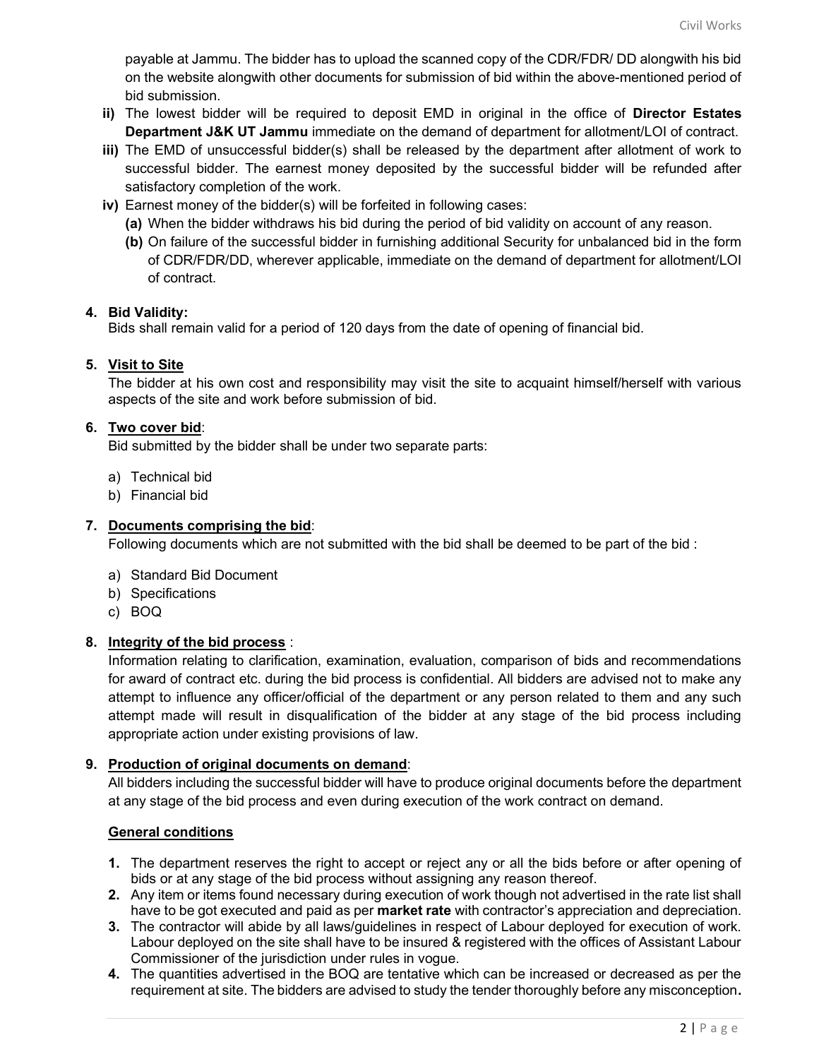payable at Jammu. The bidder has to upload the scanned copy of the CDR/FDR/ DD alongwith his bid on the website alongwith other documents for submission of bid within the above-mentioned period of bid submission.

**ii)** The lowest bidder will be required to deposit EMD in original in the office of **Director Estates Department J&K UT Jammu** immediate on the demand of department for allotment/LOI of contract.

**iii)** The EMD of unsuccessful bidder(s) shall be released by the department after allotment of work to successful bidder. The earnest money deposited by the successful bidder will be refunded after satisfactory completion of the work.

**iv)** Earnest money of the bidder(s) will be forfeited in following cases:

**(a)** When the bidder withdraws his bid during the period of bid validity on account of any reason.

**(b)** On failure of the successful bidder in furnishing additional Security for unbalanced bid in the form of CDR/FDR/DD, wherever applicable, immediate on the demand of department for allotment/LOI of contract.

**4. Bid Validity:**

Bids shall remain valid for a period of 120 days from the date of opening of financial bid.

**5. Visit to Site**

The bidder at his own cost and responsibility may visit the site to acquaint himself/herself with various aspects of the site and work before submission of bid.

**6. Two cover bid:**

Bid submitted by the bidder shall be under two separate parts:

a) Technical bid
b) Financial bid

**7. Documents comprising the bid:**

Following documents which are not submitted with the bid shall be deemed to be part of the bid :

a) Standard Bid Document
b) Specifications
c) BOQ

**8. Integrity of the bid process :**

Information relating to clarification, examination, evaluation, comparison of bids and recommendations for award of contract etc. during the bid process is confidential. All bidders are advised not to make any attempt to influence any officer/official of the department or any person related to them and any such attempt made will result in disqualification of the bidder at any stage of the bid process including appropriate action under existing provisions of law.

**9. Production of original documents on demand:**

All bidders including the successful bidder will have to produce original documents before the department at any stage of the bid process and even during execution of the work contract on demand.

## General conditions

1. The department reserves the right to accept or reject any or all the bids before or after opening of bids or at any stage of the bid process without assigning any reason thereof.
2. Any item or items found necessary during execution of work though not advertised in the rate list shall have to be got executed and paid as per **market rate** with contractor's appreciation and depreciation.
3. The contractor will abide by all laws/guidelines in respect of Labour deployed for execution of work. Labour deployed on the site shall have to be insured & registered with the offices of Assistant Labour Commissioner of the jurisdiction under rules in vogue.
4. The quantities advertised in the BOQ are tentative which can be increased or decreased as per the requirement at site. The bidders are advised to study the tender thoroughly before any misconception.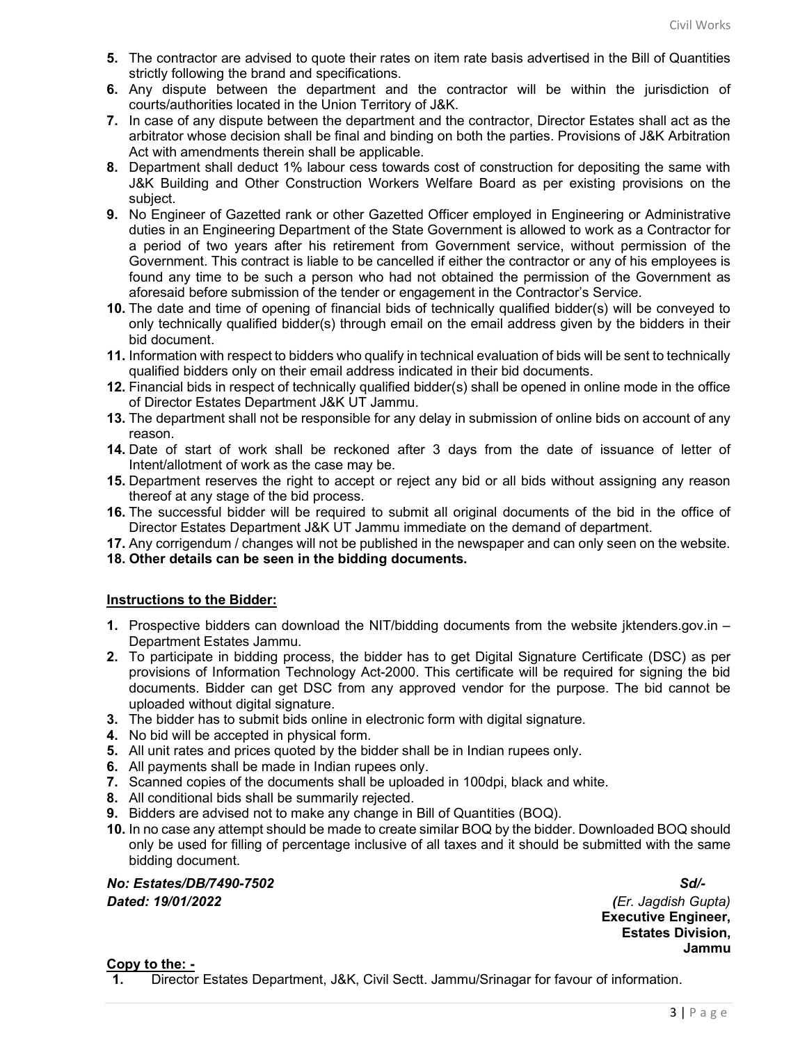5. The contractor are advised to quote their rates on item rate basis advertised in the Bill of Quantities strictly following the brand and specifications.
6. Any dispute between the department and the contractor will be within the jurisdiction of courts/authorities located in the Union Territory of J&K.
7. In case of any dispute between the department and the contractor, Director Estates shall act as the arbitrator whose decision shall be final and binding on both the parties. Provisions of J&K Arbitration Act with amendments therein shall be applicable.
8. Department shall deduct 1% labour cess towards cost of construction for depositing the same with J&K Building and Other Construction Workers Welfare Board as per existing provisions on the subject.
9. No Engineer of Gazetted rank or other Gazetted Officer employed in Engineering or Administrative duties in an Engineering Department of the State Government is allowed to work as a Contractor for a period of two years after his retirement from Government service, without permission of the Government. This contract is liable to be cancelled if either the contractor or any of his employees is found any time to be such a person who had not obtained the permission of the Government as aforesaid before submission of the tender or engagement in the Contractor's Service.
10. The date and time of opening of financial bids of technically qualified bidder(s) will be conveyed to only technically qualified bidder(s) through email on the email address given by the bidders in their bid document.
11. Information with respect to bidders who qualify in technical evaluation of bids will be sent to technically qualified bidders only on their email address indicated in their bid documents.
12. Financial bids in respect of technically qualified bidder(s) shall be opened in online mode in the office of Director Estates Department J&K UT Jammu.
13. The department shall not be responsible for any delay in submission of online bids on account of any reason.
14. Date of start of work shall be reckoned after 3 days from the date of issuance of letter of Intent/allotment of work as the case may be.
15. Department reserves the right to accept or reject any bid or all bids without assigning any reason thereof at any stage of the bid process.
16. The successful bidder will be required to submit all original documents of the bid in the office of Director Estates Department J&K UT Jammu immediate on the demand of department.
17. Any corrigendum / changes will not be published in the newspaper and can only seen on the website.
18. **Other details can be seen in the bidding documents.**

**Instructions to the Bidder:**

1. Prospective bidders can download the NIT/bidding documents from the website jktenders.gov.in – Department Estates Jammu.
2. To participate in bidding process, the bidder has to get Digital Signature Certificate (DSC) as per provisions of Information Technology Act-2000. This certificate will be required for signing the bid documents. Bidder can get DSC from any approved vendor for the purpose. The bid cannot be uploaded without digital signature.
3. The bidder has to submit bids online in electronic form with digital signature.
4. No bid will be accepted in physical form.
5. All unit rates and prices quoted by the bidder shall be in Indian rupees only.
6. All payments shall be made in Indian rupees only.
7. Scanned copies of the documents shall be uploaded in 100dpi, black and white.
8. All conditional bids shall be summarily rejected.
9. Bidders are advised not to make any change in Bill of Quantities (BOQ).
10. In no case any attempt should be made to create similar BOQ by the bidder. Downloaded BOQ should only be used for filling of percentage inclusive of all taxes and it should be submitted with the same bidding document.

***No: Estates/DB/7490-7502***
***Dated: 19/01/2022***

Sd/-
*(Er. Jagdish Gupta)*
**Executive Engineer,**
**Estates Division,**
**Jammu**

**Copy to the: -**

1. Director Estates Department, J&K, Civil Sectt. Jammu/Srinagar for favour of information.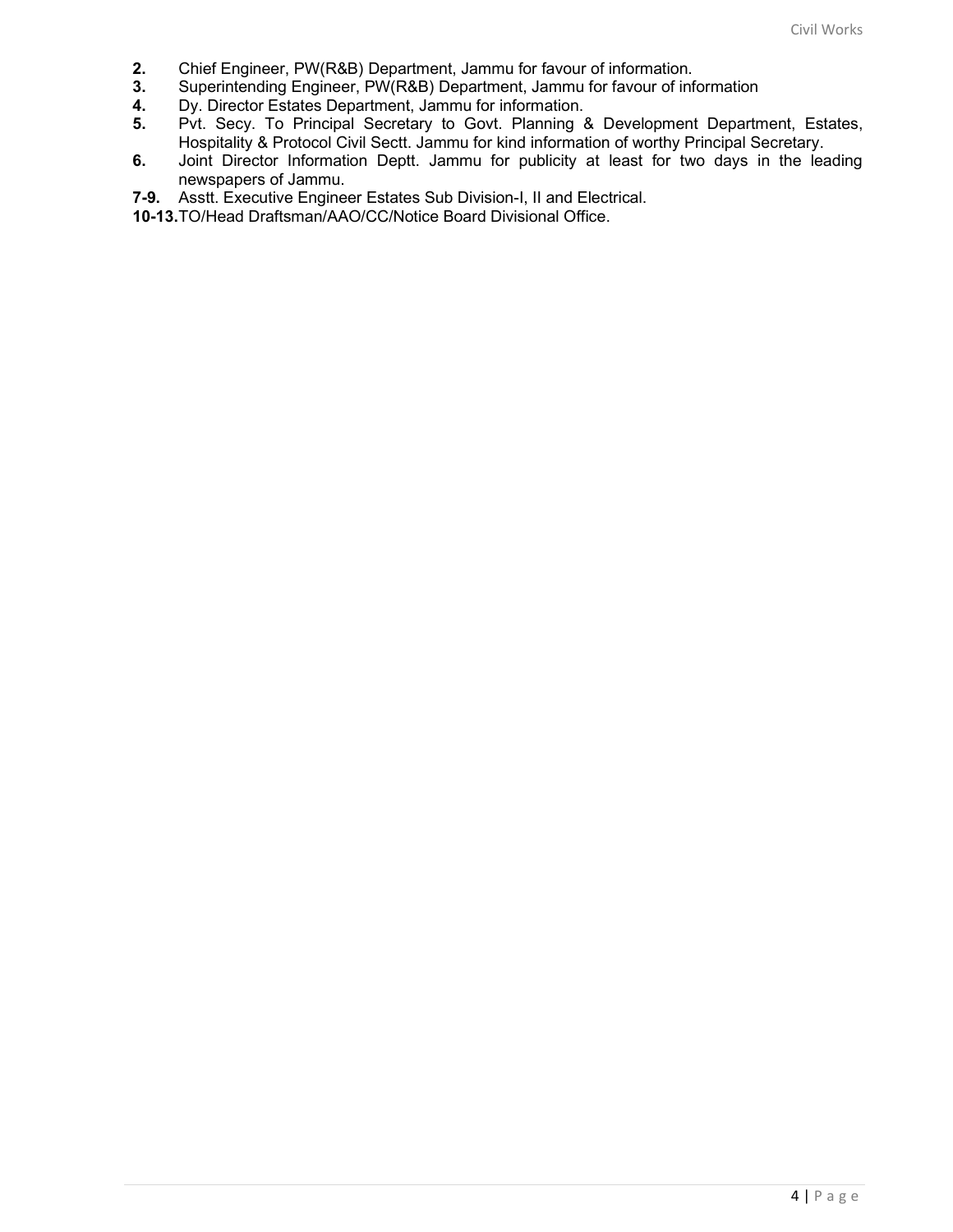**2.** Chief Engineer, PW(R&B) Department, Jammu for favour of information.

**3.** Superintending Engineer, PW(R&B) Department, Jammu for favour of information

**4.** Dy. Director Estates Department, Jammu for information.

**5.** Pvt. Secy. To Principal Secretary to Govt. Planning & Development Department, Estates, Hospitality & Protocol Civil Sectt. Jammu for kind information of worthy Principal Secretary.

**6.** Joint Director Information Deptt. Jammu for publicity at least for two days in the leading newspapers of Jammu.

**7-9.** Asstt. Executive Engineer Estates Sub Division-I, II and Electrical.

**10-13.** TO/Head Draftsman/AAO/CC/Notice Board Divisional Office.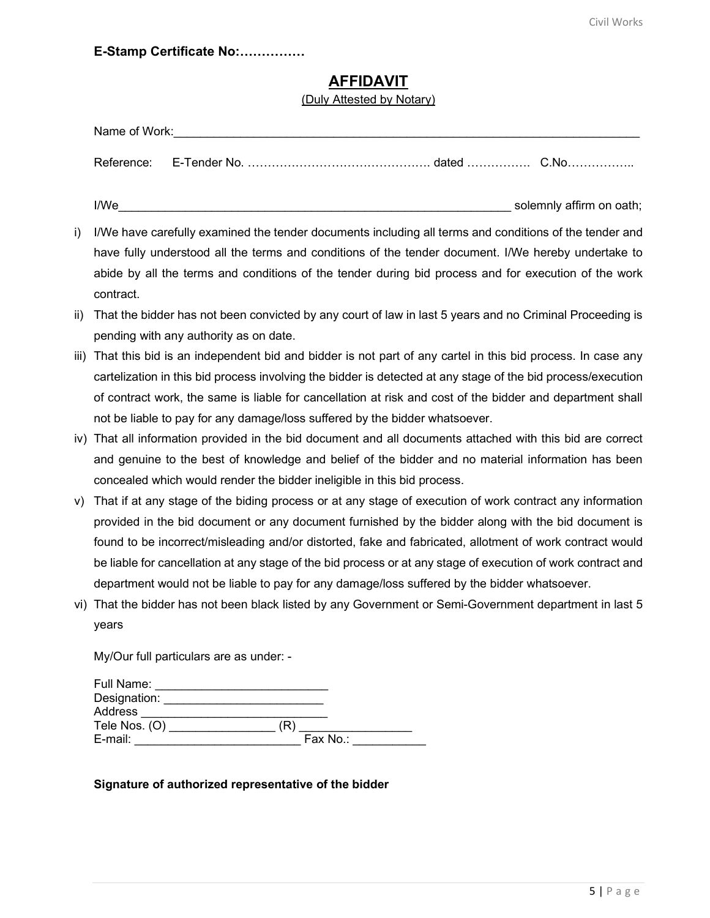**E-Stamp Certificate No:……………**

# AFFIDAVIT

(Duly Attested by Notary)

Name of Work:___________________________________________________________________________

Reference: E-Tender No. ………………………………………. dated ……………. C.No……………..

I/We______________________________________________________________ solemnly affirm on oath;

i) I/We have carefully examined the tender documents including all terms and conditions of the tender and have fully understood all the terms and conditions of the tender document. I/We hereby undertake to abide by all the terms and conditions of the tender during bid process and for execution of the work contract.

ii) That the bidder has not been convicted by any court of law in last 5 years and no Criminal Proceeding is pending with any authority as on date.

iii) That this bid is an independent bid and bidder is not part of any cartel in this bid process. In case any cartelization in this bid process involving the bidder is detected at any stage of the bid process/execution of contract work, the same is liable for cancellation at risk and cost of the bidder and department shall not be liable to pay for any damage/loss suffered by the bidder whatsoever.

iv) That all information provided in the bid document and all documents attached with this bid are correct and genuine to the best of knowledge and belief of the bidder and no material information has been concealed which would render the bidder ineligible in this bid process.

v) That if at any stage of the biding process or at any stage of execution of work contract any information provided in the bid document or any document furnished by the bidder along with the bid document is found to be incorrect/misleading and/or distorted, fake and fabricated, allotment of work contract would be liable for cancellation at any stage of the bid process or at any stage of execution of work contract and department would not be liable to pay for any damage/loss suffered by the bidder whatsoever.

vi) That the bidder has not been black listed by any Government or Semi-Government department in last 5 years

My/Our full particulars are as under: -

Full Name: __________________________
Designation: ________________________
Address ____________________________
Tele Nos. (O) ________________ (R) _________________
E-mail: _________________________ Fax No.: ___________

**Signature of authorized representative of the bidder**